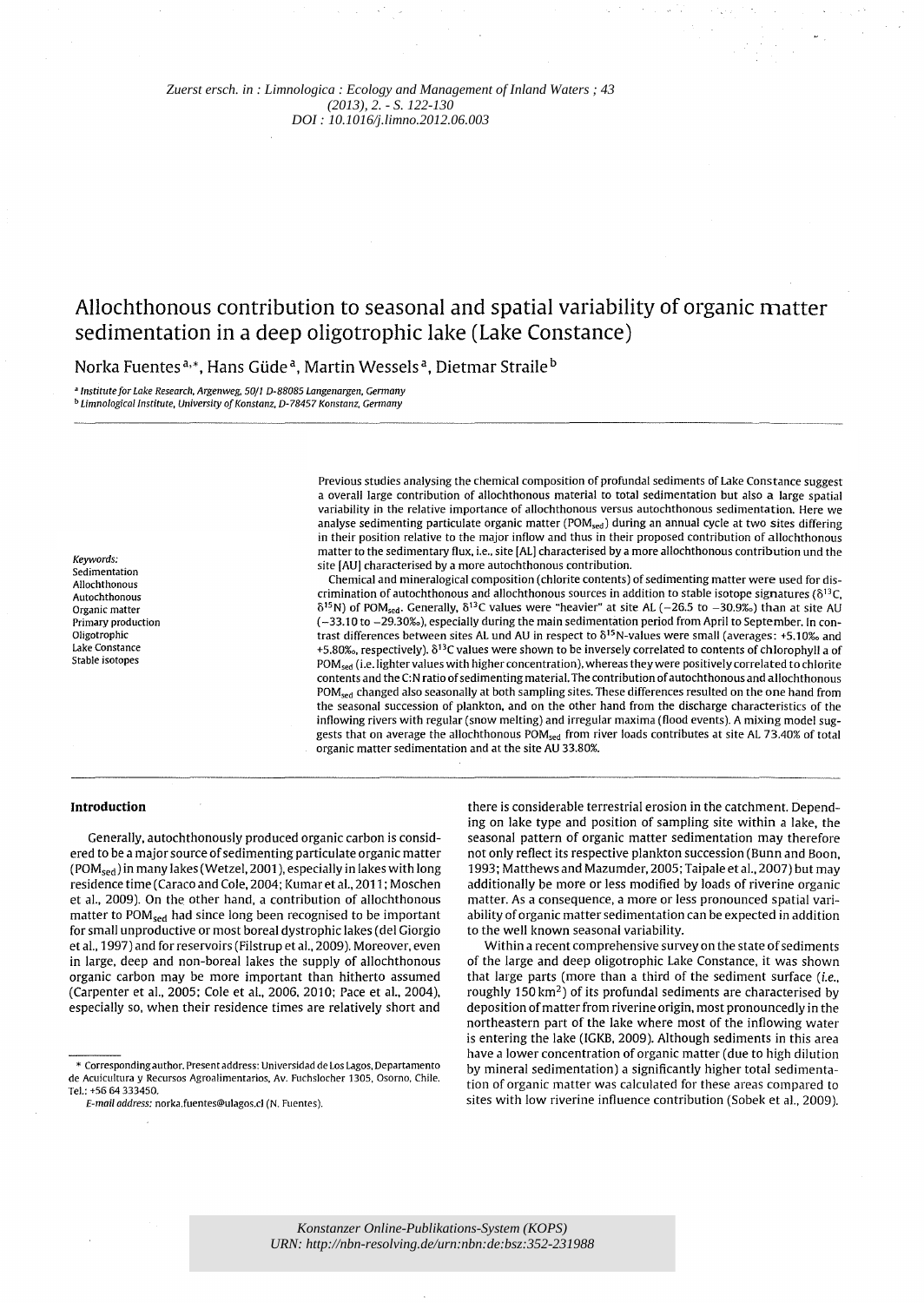*Zuerst ersch. in : Limnologica : Ecology and Management of Inland Waters ; 43 (2013), 2. - S. 122-130*
*DOI : 10.1016/j.limno.2012.06.003*

# Allochthonous contribution to seasonal and spatial variability of organic matter sedimentation in a deep oligotrophic lake (Lake Constance)

Norka Fuentes[a,*], Hans Güde[a], Martin Wessels[a], Dietmar Straile[b]

[a] Institute for Lake Research, Argenweg, 50/1 D-88085 Langenargen, Germany
[b] Limnological Institute, University of Konstanz, D-78457 Konstanz, Germany

**Keywords:**
Sedimentation
Allochthonous
Autochthonous
Organic matter
Primary production
Oligotrophic
Lake Constance
Stable isotopes

Previous studies analysing the chemical composition of profundal sediments of Lake Constance suggest a overall large contribution of allochthonous material to total sedimentation but also a large spatial variability in the relative importance of allochthonous versus autochthonous sedimentation. Here we analyse sedimenting particulate organic matter ($POM_{sed}$) during an annual cycle at two sites differing in their position relative to the major inflow and thus in their proposed contribution of allochthonous matter to the sedimentary flux, i.e., site [AL] characterised by a more allochthonous contribution und the site [AU] characterised by a more autochthonous contribution.

Chemical and mineralogical composition (chlorite contents) of sedimenting matter were used for discrimination of autochthonous and allochthonous sources in addition to stable isotope signatures ($\delta^{13}C$, $\delta^{15}N$) of $POM_{sed}$. Generally, $\delta^{13}C$ values were "heavier" at site AL (−26.5 to −30.9‰) than at site AU (−33.10 to −29.30‰), especially during the main sedimentation period from April to September. In contrast differences between sites AL und AU in respect to $\delta^{15}N$-values were small (averages: +5.10‰ and +5.80‰, respectively). $\delta^{13}C$ values were shown to be inversely correlated to contents of chlorophyll a of $POM_{sed}$ (i.e. lighter values with higher concentration), whereas they were positively correlated to chlorite contents and the C:N ratio of sedimenting material. The contribution of autochthonous and allochthonous $POM_{sed}$ changed also seasonally at both sampling sites. These differences resulted on the one hand from the seasonal succession of plankton, and on the other hand from the discharge characteristics of the inflowing rivers with regular (snow melting) and irregular maxima (flood events). A mixing model suggests that on average the allochthonous $POM_{sed}$ from river loads contributes at site AL 73.40% of total organic matter sedimentation and at the site AU 33.80%.

## Introduction

Generally, autochthonously produced organic carbon is considered to be a major source of sedimenting particulate organic matter ($POM_{sed}$) in many lakes (Wetzel, 2001), especially in lakes with long residence time (Caraco and Cole, 2004; Kumar et al., 2011; Moschen et al., 2009). On the other hand, a contribution of allochthonous matter to $POM_{sed}$ had since long been recognised to be important for small unproductive or most boreal dystrophic lakes (del Giorgio et al., 1997) and for reservoirs (Filstrup et al., 2009). Moreover, even in large, deep and non-boreal lakes the supply of allochthonous organic carbon may be more important than hitherto assumed (Carpenter et al., 2005; Cole et al., 2006, 2010; Pace et al., 2004), especially so, when their residence times are relatively short and there is considerable terrestrial erosion in the catchment. Depending on lake type and position of sampling site within a lake, the seasonal pattern of organic matter sedimentation may therefore not only reflect its respective plankton succession (Bunn and Boon, 1993; Matthews and Mazumder, 2005; Taipale et al., 2007) but may additionally be more or less modified by loads of riverine organic matter. As a consequence, a more or less pronounced spatial variability of organic matter sedimentation can be expected in addition to the well known seasonal variability.

Within a recent comprehensive survey on the state of sediments of the large and deep oligotrophic Lake Constance, it was shown that large parts (more than a third of the sediment surface (*i.e.*, roughly 150 km²) of its profundal sediments are characterised by deposition of matter from riverine origin, most pronouncedly in the northeastern part of the lake where most of the inflowing water is entering the lake (IGKB, 2009). Although sediments in this area have a lower concentration of organic matter (due to high dilution by mineral sedimentation) a significantly higher total sedimentation of organic matter was calculated for these areas compared to sites with low riverine influence contribution (Sobek et al., 2009).

\* Corresponding author. Present address: Universidad de Los Lagos, Departamento de Acuicultura y Recursos Agroalimentarios, Av. Fuchslocher 1305, Osorno, Chile. Tel.: +56 64 333450.
*E-mail address:* norka.fuentes@ulagos.cl (N. Fuentes).

*Konstanzer Online-Publikations-System (KOPS)*
*URN: http://nbn-resolving.de/urn:nbn:de:bsz:352-231988*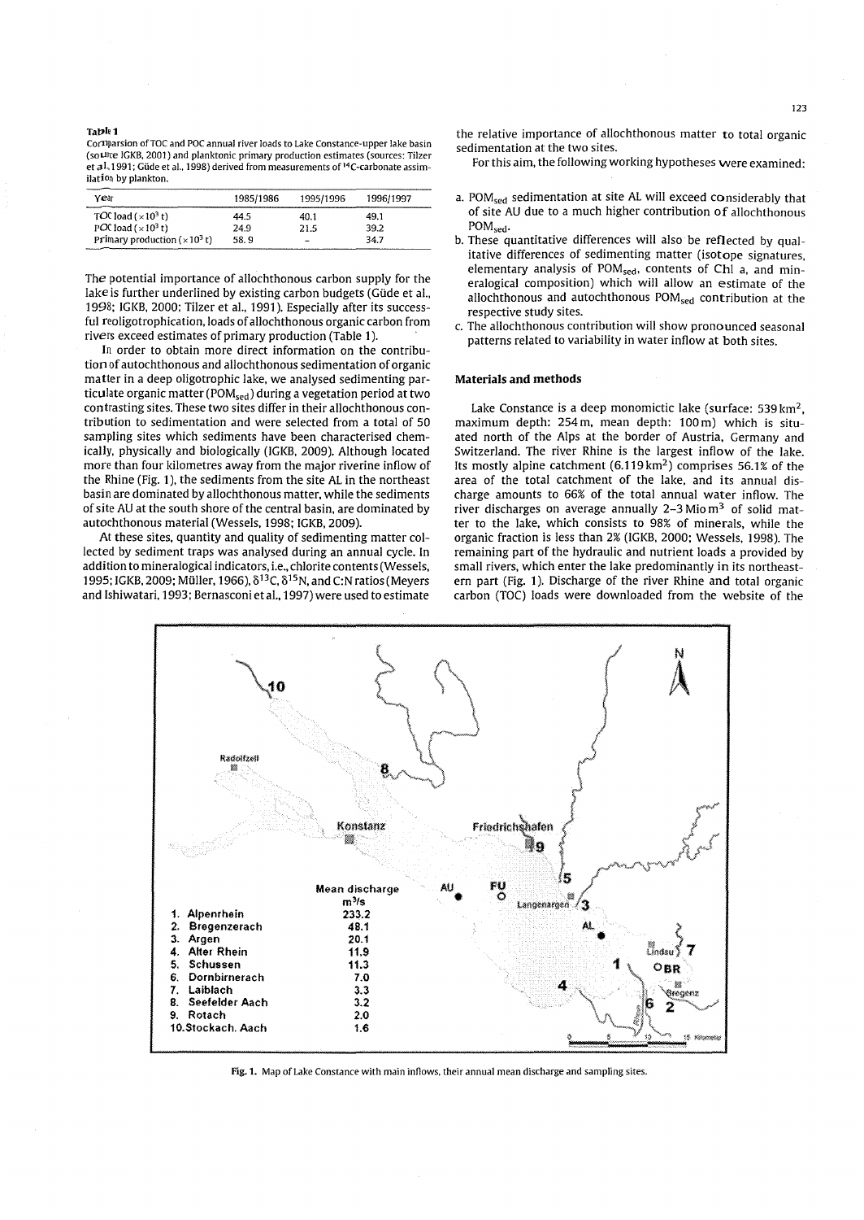**Table 1**
Comparsion of TOC and POC annual river loads to Lake Constance-upper lake basin (source: IGKB, 2001) and planktonic primary production estimates (sources: Tilzer et al., 1991; Güde et al., 1998) derived from measurements of $^{14}C$-carbonate assimilation by plankton.

| Year | 1985/1986 | 1995/1996 | 1996/1997 |
|---|---|---|---|
| TOC load ($\times 10^3$ t) | 44.5 | 40.1 | 49.1 |
| POC load ($\times 10^3$ t) | 24.9 | 21.5 | 39.2 |
| Primary production ($\times 10^3$ t) | 58.9 | – | 34.7 |

The potential importance of allochthonous carbon supply for the lake is further underlined by existing carbon budgets (Güde et al., 1998; IGKB, 2000; Tilzer et al., 1991). Especially after its successful reoligotrophication, loads of allochthonous organic carbon from rivers exceed estimates of primary production (Table 1).

In order to obtain more direct information on the contribution of autochthonous and allochthonous sedimentation of organic matter in a deep oligotrophic lake, we analysed sedimenting particulate organic matter ($POM_{sed}$) during a vegetation period at two contrasting sites. These two sites differ in their allochthonous contribution to sedimentation and were selected from a total of 50 sampling sites which sediments have been characterised chemically, physically and biologically (IGKB, 2009). Although located more than four kilometres away from the major riverine inflow of the Rhine (Fig. 1), the sediments from the site AL in the northeast basin are dominated by allochthonous matter, while the sediments of site AU at the south shore of the central basin, are dominated by autochthonous material (Wessels, 1998; IGKB, 2009).

At these sites, quantity and quality of sedimenting matter collected by sediment traps was analysed during an annual cycle. In addition to mineralogical indicators, i.e., chlorite contents (Wessels, 1995; IGKB, 2009; Müller, 1966), $\delta^{13}C$, $\delta^{15}N$, and C:N ratios (Meyers and Ishiwatari, 1993; Bernasconi et al., 1997) were used to estimate the relative importance of allochthonous matter to total organic sedimentation at the two sites.

For this aim, the following working hypotheses were examined:

a. $POM_{sed}$ sedimentation at site AL will exceed considerably that of site AU due to a much higher contribution of allochthonous $POM_{sed}$.
b. These quantitative differences will also be reflected by qualitative differences of sedimenting matter (isotope signatures, elementary analysis of $POM_{sed}$, contents of Chl a, and mineralogical composition) which will allow an estimate of the allochthonous and autochthonous $POM_{sed}$ contribution at the respective study sites.
c. The allochthonous contribution will show pronounced seasonal patterns related to variability in water inflow at both sites.

## Materials and methods

Lake Constance is a deep monomictic lake (surface: 539 km$^2$, maximum depth: 254 m, mean depth: 100 m) which is situated north of the Alps at the border of Austria, Germany and Switzerland. The river Rhine is the largest inflow of the lake. Its mostly alpine catchment (6.119 km$^2$) comprises 56.1% of the area of the total catchment of the lake, and its annual discharge amounts to 66% of the total annual water inflow. The river discharges on average annually 2–3 Mio m$^3$ of solid matter to the lake, which consists to 98% of minerals, while the organic fraction is less than 2% (IGKB, 2000; Wessels, 1998). The remaining part of the hydraulic and nutrient loads a provided by small rivers, which enter the lake predominantly in its northeastern part (Fig. 1). Discharge of the river Rhine and total organic carbon (TOC) loads were downloaded from the website of the

| | Mean discharge $m^3/s$ |
|---|---|
| 1. Alpenrhein | 233.2 |
| 2. Bregenzerach | 48.1 |
| 3. Argen | 20.1 |
| 4. Alter Rhein | 11.9 |
| 5. Schussen | 11.3 |
| 6. Dornbirnerach | 7.0 |
| 7. Laiblach | 3.3 |
| 8. Seefelder Aach | 3.2 |
| 9. Rotach | 2.0 |
| 10. Stockach. Aach | 1.6 |

**Fig. 1.** Map of Lake Constance with main inflows, their annual mean discharge and sampling sites.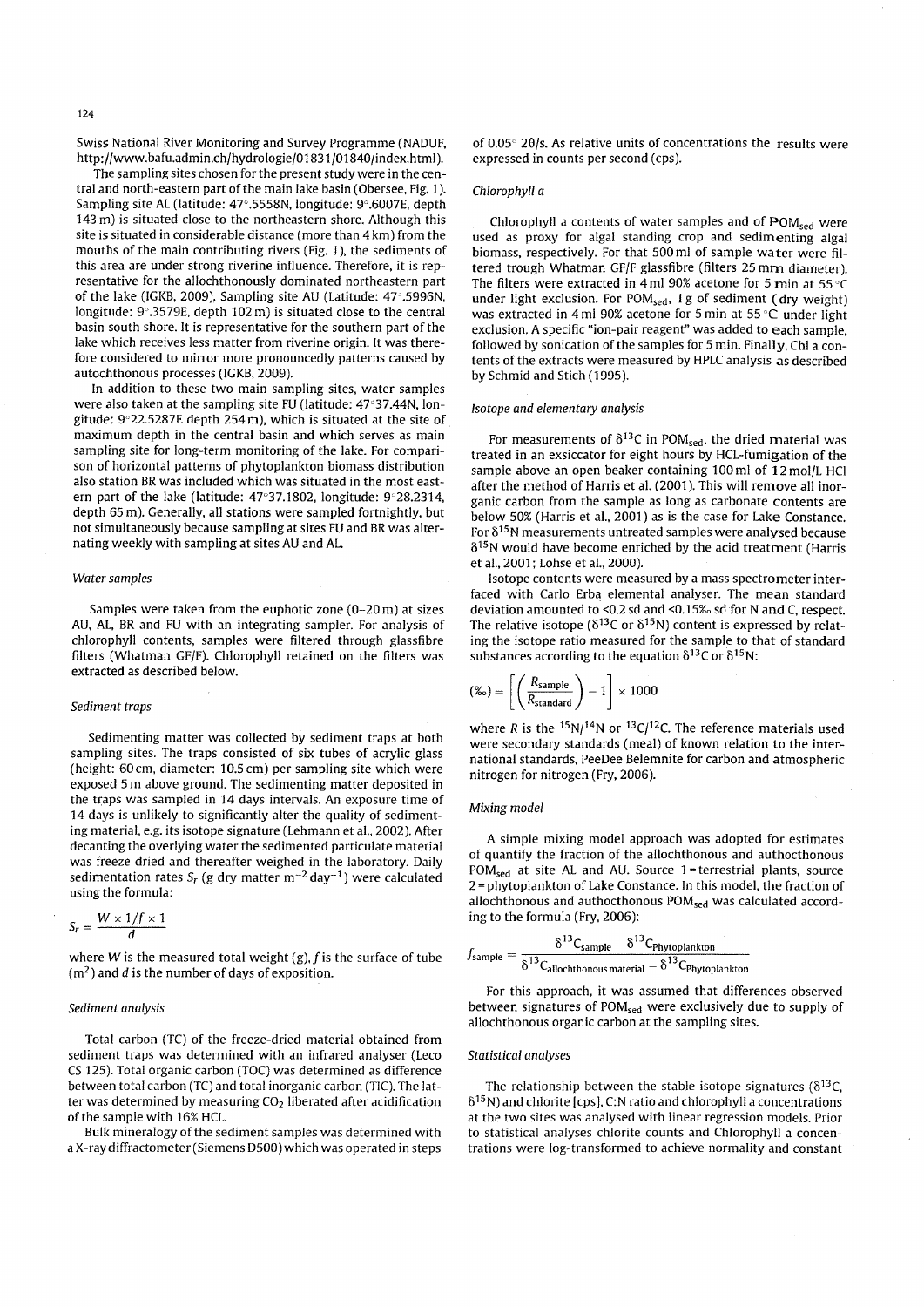Swiss National River Monitoring and Survey Programme (NADUF, http://www.bafu.admin.ch/hydrologie/01831/01840/index.html).

The sampling sites chosen for the present study were in the central and north-eastern part of the main lake basin (Obersee, Fig. 1). Sampling site AL (latitude: 47°.5558N, longitude: 9°.6007E, depth 143 m) is situated close to the northeastern shore. Although this site is situated in considerable distance (more than 4 km) from the mouths of the main contributing rivers (Fig. 1), the sediments of this area are under strong riverine influence. Therefore, it is representative for the allochthonously dominated northeastern part of the lake (IGKB, 2009). Sampling site AU (Latitude: 47°.5996N, longitude: 9°.3579E, depth 102 m) is situated close to the central basin south shore. It is representative for the southern part of the lake which receives less matter from riverine origin. It was therefore considered to mirror more pronouncedly patterns caused by autochthonous processes (IGKB, 2009).

In addition to these two main sampling sites, water samples were also taken at the sampling site FU (latitude: 47°37.44N, longitude: 9°22.5287E depth 254 m), which is situated at the site of maximum depth in the central basin and which serves as main sampling site for long-term monitoring of the lake. For comparison of horizontal patterns of phytoplankton biomass distribution also station BR was included which was situated in the most eastern part of the lake (latitude: 47°37.1802, longitude: 9°28.2314, depth 65 m). Generally, all stations were sampled fortnightly, but not simultaneously because sampling at sites FU and BR was alternating weekly with sampling at sites AU and AL.

### Water samples

Samples were taken from the euphotic zone (0–20 m) at sizes AU, AL, BR and FU with an integrating sampler. For analysis of chlorophyll contents, samples were filtered through glassfibre filters (Whatman GF/F). Chlorophyll retained on the filters was extracted as described below.

### Sediment traps

Sedimenting matter was collected by sediment traps at both sampling sites. The traps consisted of six tubes of acrylic glass (height: 60 cm, diameter: 10.5 cm) per sampling site which were exposed 5 m above ground. The sedimenting matter deposited in the traps was sampled in 14 days intervals. An exposure time of 14 days is unlikely to significantly alter the quality of sedimenting material, e.g. its isotope signature (Lehmann et al., 2002). After decanting the overlying water the sedimented particulate material was freeze dried and thereafter weighed in the laboratory. Daily sedimentation rates $S_r$ (g dry matter $m^{-2}$ $day^{-1}$) were calculated using the formula:

$$S_r = \frac{W \times 1/f \times 1}{d}$$

where $W$ is the measured total weight (g), $f$ is the surface of tube ($m^2$) and $d$ is the number of days of exposition.

### Sediment analysis

Total carbon (TC) of the freeze-dried material obtained from sediment traps was determined with an infrared analyser (Leco CS 125). Total organic carbon (TOC) was determined as difference between total carbon (TC) and total inorganic carbon (TIC). The latter was determined by measuring $CO_2$ liberated after acidification of the sample with 16% HCL.

Bulk mineralogy of the sediment samples was determined with a X-ray diffractometer (Siemens D500) which was operated in steps of 0.05° 2θ/s. As relative units of concentrations the results were expressed in counts per second (cps).

### Chlorophyll a

Chlorophyll a contents of water samples and of $POM_{sed}$ were used as proxy for algal standing crop and sedimenting algal biomass, respectively. For that 500 ml of sample water were filtered trough Whatman GF/F glassfibre (filters 25 mm diameter). The filters were extracted in 4 ml 90% acetone for 5 min at 55 °C under light exclusion. For $POM_{sed}$, 1 g of sediment (dry weight) was extracted in 4 ml 90% acetone for 5 min at 55 °C under light exclusion. A specific "ion-pair reagent" was added to each sample, followed by sonication of the samples for 5 min. Finally, Chl a contents of the extracts were measured by HPLC analysis as described by Schmid and Stich (1995).

### Isotope and elementary analysis

For measurements of $\delta^{13}C$ in $POM_{sed}$, the dried material was treated in an exsiccator for eight hours by HCL-fumigation of the sample above an open beaker containing 100 ml of 12 mol/L HCl after the method of Harris et al. (2001). This will remove all inorganic carbon from the sample as long as carbonate contents are below 50% (Harris et al., 2001) as is the case for Lake Constance. For $\delta^{15}N$ measurements untreated samples were analysed because $\delta^{15}N$ would have become enriched by the acid treatment (Harris et al., 2001; Lohse et al., 2000).

Isotope contents were measured by a mass spectrometer interfaced with Carlo Erba elemental analyser. The mean standard deviation amounted to <0.2 sd and <0.15‰ sd for N and C, respect. The relative isotope ($\delta^{13}C$ or $\delta^{15}N$) content is expressed by relating the isotope ratio measured for the sample to that of standard substances according to the equation $\delta^{13}C$ or $\delta^{15}N$:

$$(‰) = \left[ \left( \frac{R_{\text{sample}}}{R_{\text{standard}}} \right) - 1 \right] \times 1000$$

where $R$ is the $^{15}N/^{14}N$ or $^{13}C/^{12}C$. The reference materials used were secondary standards (meal) of known relation to the international standards, PeeDee Belemnite for carbon and atmospheric nitrogen for nitrogen (Fry, 2006).

### Mixing model

A simple mixing model approach was adopted for estimates of quantify the fraction of the allochthonous and authocthonous $POM_{sed}$ at site AL and AU. Source 1 = terrestrial plants, source 2 = phytoplankton of Lake Constance. In this model, the fraction of allochthonous and authocthonous $POM_{sed}$ was calculated according to the formula (Fry, 2006):

$$f_{\text{sample}} = \frac{\delta^{13}C_{\text{sample}} - \delta^{13}C_{\text{Phytoplankton}}}{\delta^{13}C_{\text{allochthonous material}} - \delta^{13}C_{\text{Phytoplankton}}}$$

For this approach, it was assumed that differences observed between signatures of $POM_{sed}$ were exclusively due to supply of allochthonous organic carbon at the sampling sites.

### Statistical analyses

The relationship between the stable isotope signatures ($\delta^{13}C$, $\delta^{15}N$) and chlorite [cps], C:N ratio and chlorophyll a concentrations at the two sites was analysed with linear regression models. Prior to statistical analyses chlorite counts and Chlorophyll a concentrations were log-transformed to achieve normality and constant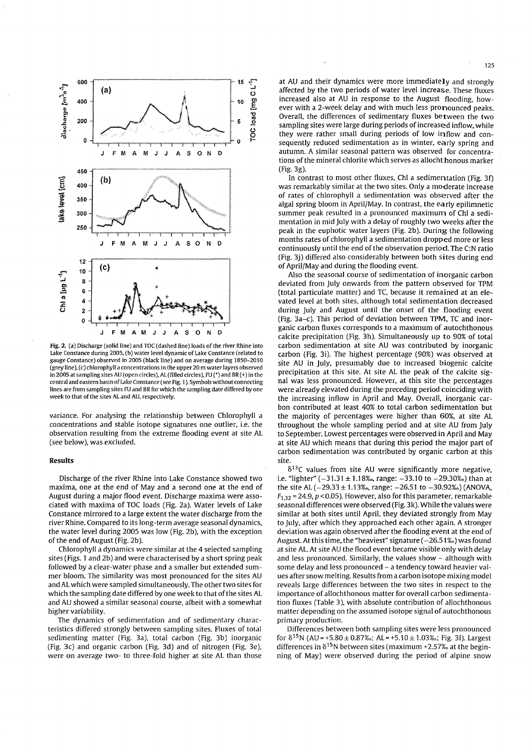Fig. 2. (a) Discharge (solid line) and TOC (dashed line) loads of the river Rhine into Lake Constance during 2005, (b) water level dynamic of Lake Constance (related to gauge Constance) observed in 2005 (black line) and on average during 1850–2010 (grey line), (c) chlorophyll a concentrations in the upper 20 m water layers observed in 2005 at sampling sites AU (open circles), AL (filled circles), FU (*) and BR (+) in the central and eastern basin of Lake Constance (see Fig. 1). Symbols without connecting lines are from sampling sites FU and BR for which the sampling date differed by one week to that of the sites AL and AU, respectively.

variance. For analysing the relationship between Chlorophyll a concentrations and stable isotope signatures one outlier, i.e. the observation resulting from the extreme flooding event at site AL (see below), was excluded.

## Results

Discharge of the river Rhine into Lake Constance showed two maxima, one at the end of May and a second one at the end of August during a major flood event. Discharge maxima were associated with maxima of TOC loads (Fig. 2a). Water levels of Lake Constance mirrored to a large extent the water discharge from the river Rhine. Compared to its long-term average seasonal dynamics, the water level during 2005 was low (Fig. 2b), with the exception of the end of August (Fig. 2b).

Chlorophyll a dynamics were similar at the 4 selected sampling sites (Figs. 1 and 2b) and were characterised by a short spring peak followed by a clear-water phase and a smaller but extended summer bloom. The similarity was most pronounced for the sites AU and AL which were sampled simultaneously. The other two sites for which the sampling date differed by one week to that of the sites AL and AU showed a similar seasonal course, albeit with a somewhat higher variability.

The dynamics of sedimentation and of sedimentary characteristics differed strongly between sampling sites. Fluxes of total sedimenting matter (Fig. 3a), total carbon (Fig. 3b) inorganic (Fig. 3c) and organic carbon (Fig. 3d) and of nitrogen (Fig. 3e), were on average two- to three-fold higher at site AL than those at AU and their dynamics were more immediately and strongly affected by the two periods of water level increase. These fluxes increased also at AU in response to the August flooding, however with a 2-week delay and with much less pronounced peaks. Overall, the differences of sedimentary fluxes between the two sampling sites were large during periods of increased inflow, while they were rather small during periods of low inflow and consequently reduced sedimentation as in winter, early spring and autumn. A similar seasonal pattern was observed for concentrations of the mineral chlorite which serves as allochthonous marker (Fig. 3g).

In contrast to most other fluxes, Chl a sedimentation (Fig. 3f) was remarkably similar at the two sites. Only a moderate increase of rates of chlorophyll a sedimentation was observed after the algal spring bloom in April/May. In contrast, the early epilimnetic summer peak resulted in a pronounced maximum of Chl a sedimentation in mid July with a delay of roughly two weeks after the peak in the euphotic water layers (Fig. 2b). During the following months rates of chlorophyll a sedimentation dropped more or less continuously until the end of the observation period. The C:N ratio (Fig. 3j) differed also considerably between both sites during end of April/May and during the flooding event.

Also the seasonal course of sedimentation of inorganic carbon deviated from July onwards from the pattern observed for TPM (total particulate matter) and TC, because it remained at an elevated level at both sites, although total sedimentation decreased during July and August until the onset of the flooding event (Fig. 3a–c). This period of deviation between TPM, TC and inorganic carbon fluxes corresponds to a maximum of autochthonous calcite precipitation (Fig. 3h). Simultaneously up to 90% of total carbon sedimentation at site AU was contributed by inorganic carbon (Fig. 3i). The highest percentage (90%) was observed at site AU in July, presumably due to increased biogenic calcite precipitation at this site. At site AL the peak of the calcite signal was less pronounced. However, at this site the percentages were already elevated during the preceding period coinciding with the increasing inflow in April and May. Overall, inorganic carbon contributed at least 40% to total carbon sedimentation but the majority of percentages were higher than 60%, at site AL throughout the whole sampling period and at site AU from July to September. Lowest percentages were observed in April and May at site AU which means that during this period the major part of carbon sedimentation was contributed by organic carbon at this site.

$\delta^{13}C$ values from site AU were significantly more negative, i.e. "lighter" (−31.31 ± 1.18‰, range: −33.10 to −29.30‰) than at the site AL (−29.33 ± 1.13‰, range: −26.51 to −30.92‰) (ANOVA, $F_{1,32} = 24.9$, $p < 0.05$). However, also for this parameter, remarkable seasonal differences were observed (Fig. 3k). While the values were similar at both sites until April, they deviated strongly from May to July, after which they approached each other again. A stronger deviation was again observed after the flooding event at the end of August. At this time, the "heaviest" signature (−26.51‰) was found at site AL. At site AU the flood event became visible only with delay and less pronounced. Similarly, the values show – although with some delay and less pronounced – a tendency toward heavier values after snow melting. Results from a carbon isotope mixing model reveals large differences between the two sites in respect to the importance of allochthonous matter for overall carbon sedimentation fluxes (Table 3), with absolute contribution of allochthonous matter depending on the assumed isotope signal of autochthonous primary production.

Differences between both sampling sites were less pronounced for $\delta^{15}N$ (AU = +5.80 ± 0.87‰; AL = +5.10 ± 1.03‰; Fig. 3l). Largest differences in $\delta^{15}N$ between sites (maximum +2.57‰ at the beginning of May) were observed during the period of alpine snow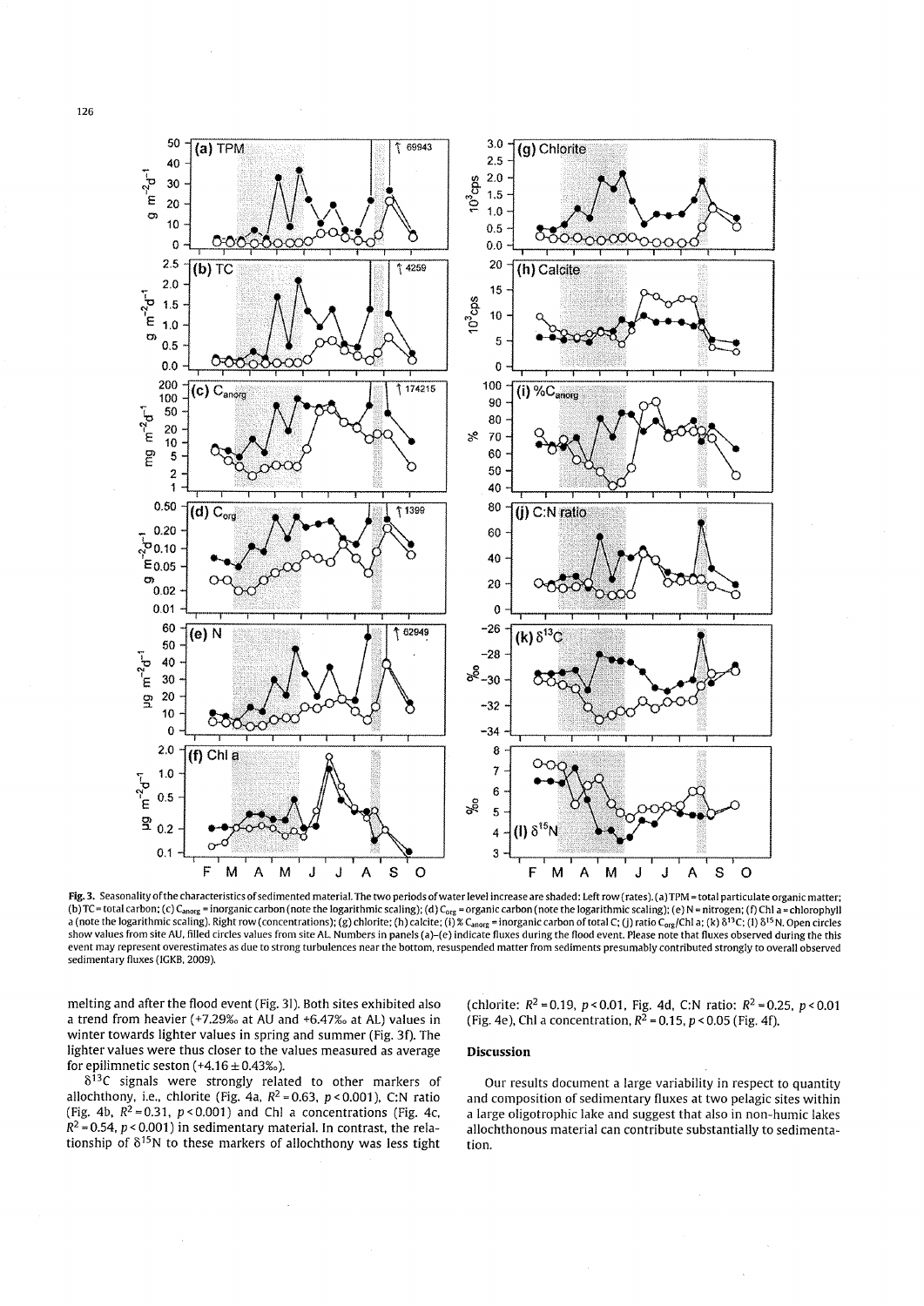Fig. 3. Seasonality of the characteristics of sedimented material. The two periods of water level increase are shaded: Left row (rates). (a) TPM = total particulate organic matter; (b) TC = total carbon; (c) $C_{anorg}$ = inorganic carbon (note the logarithmic scaling); (d) $C_{org}$ = organic carbon (note the logarithmic scaling); (e) N = nitrogen; (f) Chl a = chlorophyll a (note the logarithmic scaling). Right row (concentrations); (g) chlorite; (h) calcite; (i) % $C_{anorg}$ = inorganic carbon of total C; (j) ratio $C_{org}$/Chl a; (k) $\delta^{13}C$; (l) $\delta^{15}N$. Open circles show values from site AU, filled circles values from site AL. Numbers in panels (a)–(e) indicate fluxes during the flood event. Please note that fluxes observed during the this event may represent overestimates as due to strong turbulences near the bottom, resuspended matter from sediments presumably contributed strongly to overall observed sedimentary fluxes (IGKB, 2009).

melting and after the flood event (Fig. 3l). Both sites exhibited also a trend from heavier (+7.29‰ at AU and +6.47‰ at AL) values in winter towards lighter values in spring and summer (Fig. 3f). The lighter values were thus closer to the values measured as average for epilimnetic seston (+4.16 ± 0.43‰).

$\delta^{13}C$ signals were strongly related to other markers of allochthony, i.e., chlorite (Fig. 4a, $R^2 = 0.63$, $p < 0.001$), C:N ratio (Fig. 4b, $R^2 = 0.31$, $p < 0.001$) and Chl a concentrations (Fig. 4c, $R^2 = 0.54$, $p < 0.001$) in sedimentary material. In contrast, the relationship of $\delta^{15}N$ to these markers of allochthony was less tight (chlorite: $R^2 = 0.19$, $p < 0.01$, Fig. 4d, C:N ratio: $R^2 = 0.25$, $p < 0.01$ (Fig. 4e), Chl a concentration, $R^2 = 0.15$, $p < 0.05$ (Fig. 4f).

## Discussion

Our results document a large variability in respect to quantity and composition of sedimentary fluxes at two pelagic sites within a large oligotrophic lake and suggest that also in non-humic lakes allochthonous material can contribute substantially to sedimentation.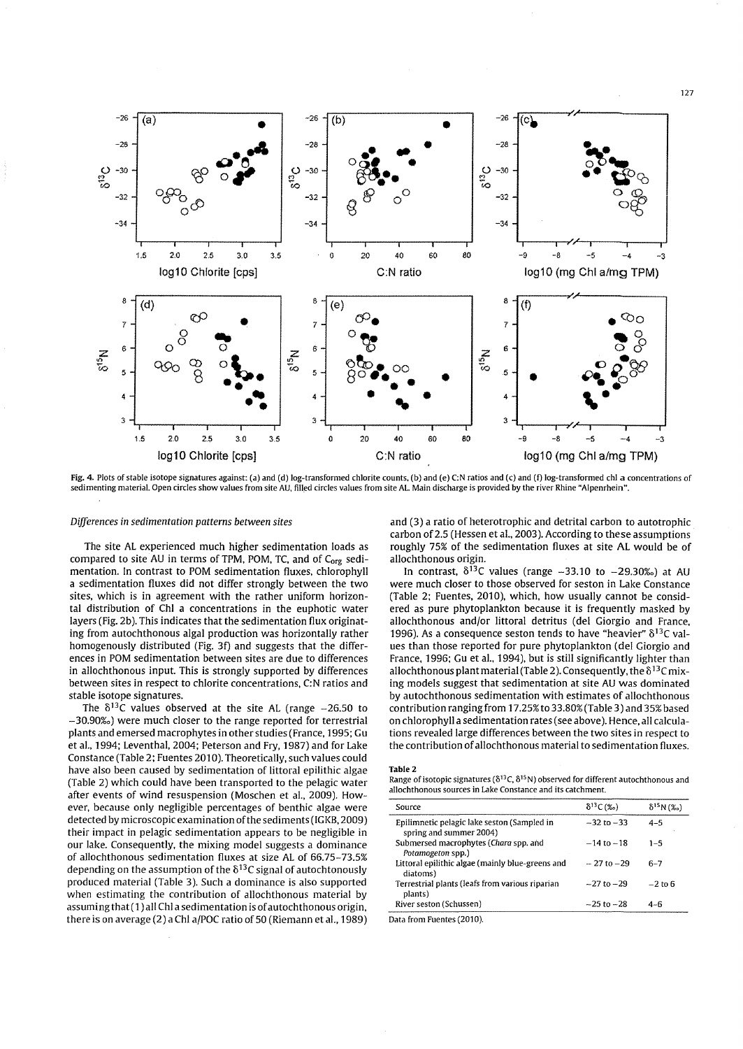Fig. 4. Plots of stable isotope signatures against: (a) and (d) log-transformed chlorite counts, (b) and (e) C:N ratios and (c) and (f) log-transformed chl a concentrations of sedimenting material. Open circles show values from site AU, filled circles values from site AL. Main discharge is provided by the river Rhine "Alpenrhein".

### *Differences in sedimentation patterns between sites*

The site AL experienced much higher sedimentation loads as compared to site AU in terms of TPM, POM, TC, and of $C_{org}$ sedimentation. In contrast to POM sedimentation fluxes, chlorophyll a sedimentation fluxes did not differ strongly between the two sites, which is in agreement with the rather uniform horizontal distribution of Chl a concentrations in the euphotic water layers (Fig. 2b). This indicates that the sedimentation flux originating from autochthonous algal production was horizontally rather homogenously distributed (Fig. 3f) and suggests that the differences in POM sedimentation between sites are due to differences in allochthonous input. This is strongly supported by differences between sites in respect to chlorite concentrations, C:N ratios and stable isotope signatures.

The $\delta^{13}C$ values observed at the site AL (range −26.50 to −30.90‰) were much closer to the range reported for terrestrial plants and emersed macrophytes in other studies (France, 1995; Gu et al., 1994; Leventhal, 2004; Peterson and Fry, 1987) and for Lake Constance (Table 2; Fuentes 2010). Theoretically, such values could have also been caused by sedimentation of littoral epilithic algae (Table 2) which could have been transported to the pelagic water after events of wind resuspension (Moschen et al., 2009). However, because only negligible percentages of benthic algae were detected by microscopic examination of the sediments (IGKB, 2009) their impact in pelagic sedimentation appears to be negligible in our lake. Consequently, the mixing model suggests a dominance of allochthonous sedimentation fluxes at size AL of 66.75–73.5% depending on the assumption of the $\delta^{13}C$ signal of autochtonously produced material (Table 3). Such a dominance is also supported when estimating the contribution of allochthonous material by assuming that (1) all Chl a sedimentation is of autochthonous origin, there is on average (2) a Chl a/POC ratio of 50 (Riemann et al., 1989) and (3) a ratio of heterotrophic and detrital carbon to autotrophic carbon of 2.5 (Hessen et al., 2003). According to these assumptions roughly 75% of the sedimentation fluxes at site AL would be of allochthonous origin.

In contrast, $\delta^{13}C$ values (range −33.10 to −29.30‰) at AU were much closer to those observed for seston in Lake Constance (Table 2; Fuentes, 2010), which, how usually cannot be considered as pure phytoplankton because it is frequently masked by allochthonous and/or littoral detritus (del Giorgio and France, 1996). As a consequence seston tends to have "heavier" $\delta^{13}C$ values than those reported for pure phytoplankton (del Giorgio and France, 1996; Gu et al., 1994), but is still significantly lighter than allochthonous plant material (Table 2). Consequently, the $\delta^{13}C$ mixing models suggest that sedimentation at site AU was dominated by autochthonous sedimentation with estimates of allochthonous contribution ranging from 17.25% to 33.80% (Table 3) and 35% based on chlorophyll a sedimentation rates (see above). Hence, all calculations revealed large differences between the two sites in respect to the contribution of allochthonous material to sedimentation fluxes.

**Table 2**
Range of isotopic signatures ($\delta^{13}C$, $\delta^{15}N$) observed for different autochthonous and allochthonous sources in Lake Constance and its catchment.

| Source | $\delta^{13}C$ (‰) | $\delta^{15}N$ (‰) |
|---|---|---|
| Epilimnetic pelagic lake seston (Sampled in spring and summer 2004) | −32 to −33 | 4–5 |
| Submersed macrophytes (*Chara* spp. and *Potamogeton* spp.) | −14 to −18 | 1–5 |
| Littoral epilithic algae (mainly blue-greens and diatoms) | −27 to −29 | 6–7 |
| Terrestrial plants (leafs from various riparian plants) | −27 to −29 | −2 to 6 |
| River seston (Schussen) | −25 to −28 | 4–6 |

Data from Fuentes (2010).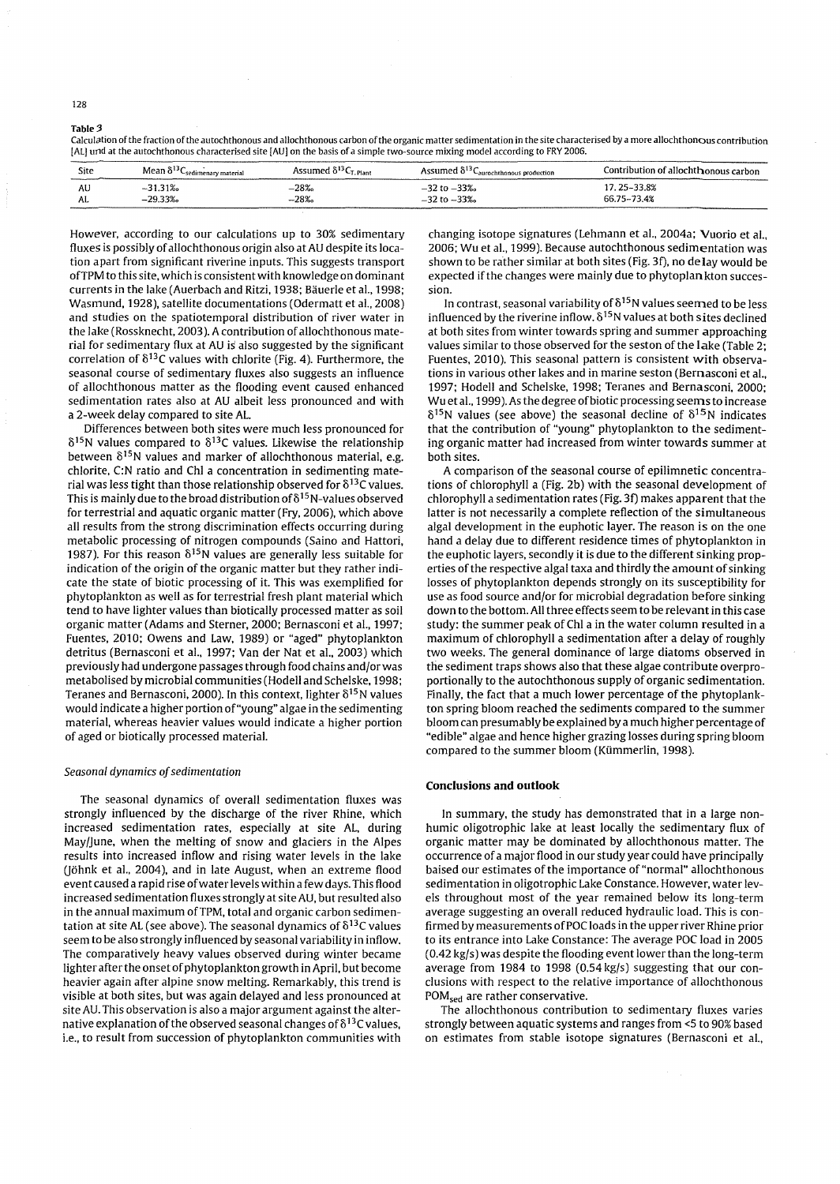**Table 3**

Calculation of the fraction of the autochthonous and allochthonous carbon of the organic matter sedimentation in the site characterised by a more allochthonous contribution [AL] und at the autochthonous characterised site [AU] on the basis of a simple two-source mixing model according to FRY 2006.

| Site | Mean $\delta^{13}C_{sedimenary\ material}$ | Assumed $\delta^{13}C_{T,Plant}$ | Assumed $\delta^{13}C_{autochthonous\ production}$ | Contribution of allochthonous carbon |
|---|---|---|---|---|
| AU | −31.31‰ | −28‰ | −32 to −33‰ | 17. 25–33.8% |
| AL | −29.33‰ | −28‰ | −32 to −33‰ | 66.75–73.4% |

However, according to our calculations up to 30% sedimentary fluxes is possibly of allochthonous origin also at AU despite its location apart from significant riverine inputs. This suggests transport of TPM to this site, which is consistent with knowledge on dominant currents in the lake (Auerbach and Ritzi, 1938; Bäuerle et al., 1998; Wasmund, 1928), satellite documentations (Odermatt et al., 2008) and studies on the spatiotemporal distribution of river water in the lake (Rossknecht, 2003). A contribution of allochthonous material for sedimentary flux at AU is also suggested by the significant correlation of $\delta^{13}C$ values with chlorite (Fig. 4). Furthermore, the seasonal course of sedimentary fluxes also suggests an influence of allochthonous matter as the flooding event caused enhanced sedimentation rates also at AU albeit less pronounced and with a 2-week delay compared to site AL.

Differences between both sites were much less pronounced for $\delta^{15}N$ values compared to $\delta^{13}C$ values. Likewise the relationship between $\delta^{15}N$ values and marker of allochthonous material, e.g. chlorite, C:N ratio and Chl a concentration in sedimenting material was less tight than those relationship observed for $\delta^{13}C$ values. This is mainly due to the broad distribution of $\delta^{15}N$-values observed for terrestrial and aquatic organic matter (Fry, 2006), which above all results from the strong discrimination effects occurring during metabolic processing of nitrogen compounds (Saino and Hattori, 1987). For this reason $\delta^{15}N$ values are generally less suitable for indication of the origin of the organic matter but they rather indicate the state of biotic processing of it. This was exemplified for phytoplankton as well as for terrestrial fresh plant material which tend to have lighter values than biotically processed matter as soil organic matter (Adams and Sterner, 2000; Bernasconi et al., 1997; Fuentes, 2010; Owens and Law, 1989) or "aged" phytoplankton detritus (Bernasconi et al., 1997; Van der Nat et al., 2003) which previously had undergone passages through food chains and/or was metabolised by microbial communities (Hodell and Schelske, 1998; Teranes and Bernasconi, 2000). In this context, lighter $\delta^{15}N$ values would indicate a higher portion of "young" algae in the sedimenting material, whereas heavier values would indicate a higher portion of aged or biotically processed material.

### *Seasonal dynamics of sedimentation*

The seasonal dynamics of overall sedimentation fluxes was strongly influenced by the discharge of the river Rhine, which increased sedimentation rates, especially at site AL, during May/June, when the melting of snow and glaciers in the Alpes results into increased inflow and rising water levels in the lake (Jöhnk et al., 2004), and in late August, when an extreme flood event caused a rapid rise of water levels within a few days. This flood increased sedimentation fluxes strongly at site AU, but resulted also in the annual maximum of TPM, total and organic carbon sedimentation at site AL (see above). The seasonal dynamics of $\delta^{13}C$ values seem to be also strongly influenced by seasonal variability in inflow. The comparatively heavy values observed during winter became lighter after the onset of phytoplankton growth in April, but become heavier again after alpine snow melting. Remarkably, this trend is visible at both sites, but was again delayed and less pronounced at site AU. This observation is also a major argument against the alternative explanation of the observed seasonal changes of $\delta^{13}C$ values, i.e., to result from succession of phytoplankton communities with changing isotope signatures (Lehmann et al., 2004a; Vuorio et al., 2006; Wu et al., 1999). Because autochthonous sedimentation was shown to be rather similar at both sites (Fig. 3f), no delay would be expected if the changes were mainly due to phytoplankton succession.

In contrast, seasonal variability of $\delta^{15}N$ values seemed to be less influenced by the riverine inflow. $\delta^{15}N$ values at both sites declined at both sites from winter towards spring and summer approaching values similar to those observed for the seston of the lake (Table 2; Fuentes, 2010). This seasonal pattern is consistent with observations in various other lakes and in marine seston (Bernasconi et al., 1997; Hodell and Schelske, 1998; Teranes and Bernasconi, 2000; Wu et al., 1999). As the degree of biotic processing seems to increase $\delta^{15}N$ values (see above) the seasonal decline of $\delta^{15}N$ indicates that the contribution of "young" phytoplankton to the sedimenting organic matter had increased from winter towards summer at both sites.

A comparison of the seasonal course of epilimnetic concentrations of chlorophyll a (Fig. 2b) with the seasonal development of chlorophyll a sedimentation rates (Fig. 3f) makes apparent that the latter is not necessarily a complete reflection of the simultaneous algal development in the euphotic layer. The reason is on the one hand a delay due to different residence times of phytoplankton in the euphotic layers, secondly it is due to the different sinking properties of the respective algal taxa and thirdly the amount of sinking losses of phytoplankton depends strongly on its susceptibility for use as food source and/or for microbial degradation before sinking down to the bottom. All three effects seem to be relevant in this case study: the summer peak of Chl a in the water column resulted in a maximum of chlorophyll a sedimentation after a delay of roughly two weeks. The general dominance of large diatoms observed in the sediment traps shows also that these algae contribute overproportionally to the autochthonous supply of organic sedimentation. Finally, the fact that a much lower percentage of the phytoplankton spring bloom reached the sediments compared to the summer bloom can presumably be explained by a much higher percentage of "edible" algae and hence higher grazing losses during spring bloom compared to the summer bloom (Kümmerlin, 1998).

## Conclusions and outlook

In summary, the study has demonstrated that in a large non-humic oligotrophic lake at least locally the sedimentary flux of organic matter may be dominated by allochthonous matter. The occurrence of a major flood in our study year could have principally baised our estimates of the importance of "normal" allochthonous sedimentation in oligotrophic Lake Constance. However, water levels throughout most of the year remained below its long-term average suggesting an overall reduced hydraulic load. This is confirmed by measurements of POC loads in the upper river Rhine prior to its entrance into Lake Constance: The average POC load in 2005 (0.42 kg/s) was despite the flooding event lower than the long-term average from 1984 to 1998 (0.54 kg/s) suggesting that our conclusions with respect to the relative importance of allochthonous $POM_{sed}$ are rather conservative.

The allochthonous contribution to sedimentary fluxes varies strongly between aquatic systems and ranges from <5 to 90% based on estimates from stable isotope signatures (Bernasconi et al.,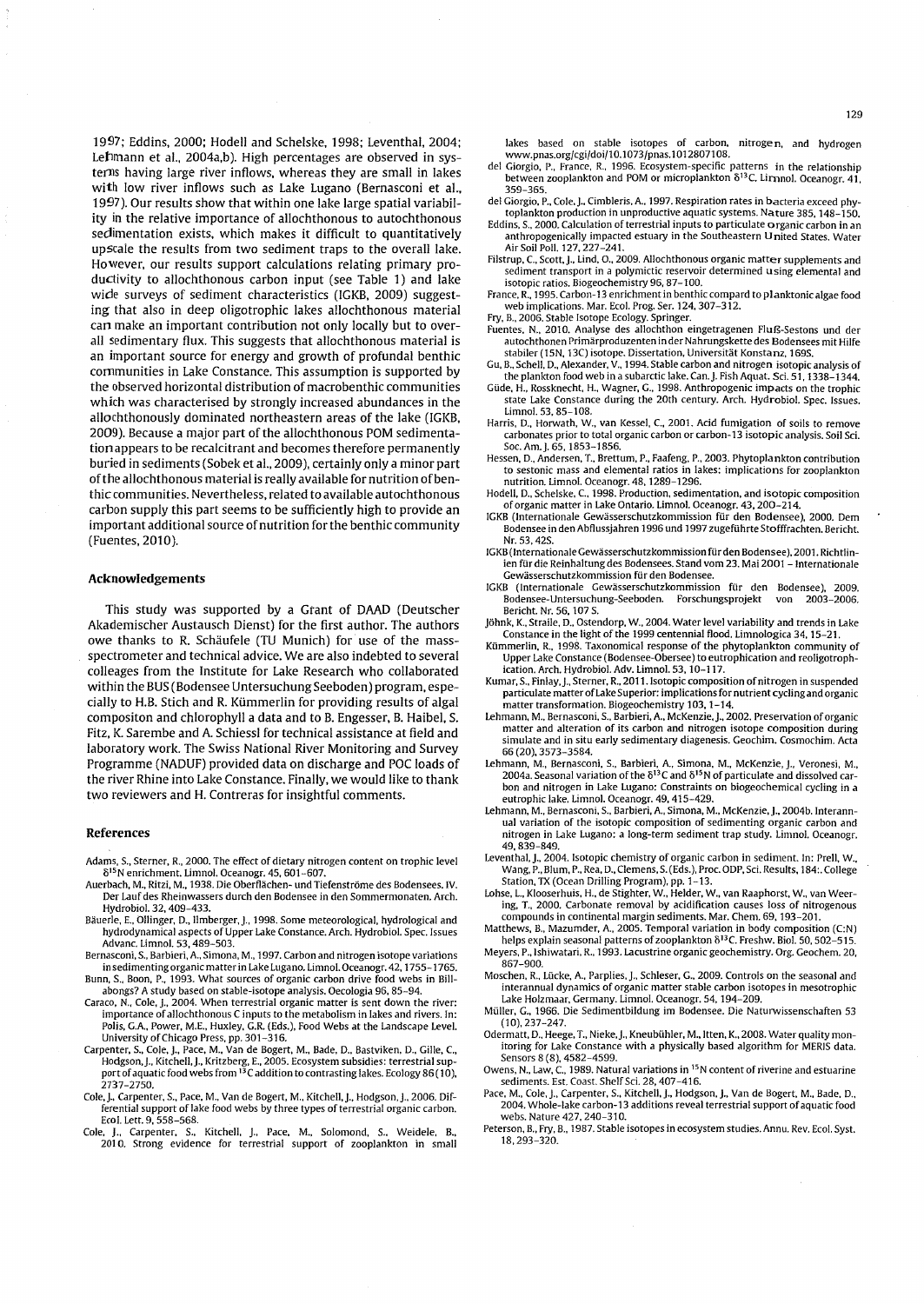1997; Eddins, 2000; Hodell and Schelske, 1998; Leventhal, 2004; Lehmann et al., 2004a,b). High percentages are observed in systems having large river inflows, whereas they are small in lakes with low river inflows such as Lake Lugano (Bernasconi et al., 1997). Our results show that within one lake large spatial variability in the relative importance of allochthonous to autochthonous sedimentation exists, which makes it difficult to quantitatively upscale the results from two sediment traps to the overall lake. However, our results support calculations relating primary productivity to allochthonous carbon input (see Table 1) and lake wide surveys of sediment characteristics (IGKB, 2009) suggesting that also in deep oligotrophic lakes allochthonous material can make an important contribution not only locally but to overall sedimentary flux. This suggests that allochthonous material is an important source for energy and growth of profundal benthic communities in Lake Constance. This assumption is supported by the observed horizontal distribution of macrobenthic communities which was characterised by strongly increased abundances in the allochthonously dominated northeastern areas of the lake (IGKB, 2009). Because a major part of the allochthonous POM sedimentation appears to be recalcitrant and becomes therefore permanently buried in sediments (Sobek et al., 2009), certainly only a minor part of the allochthonous material is really available for nutrition of benthic communities. Nevertheless, related to available autochthonous carbon supply this part seems to be sufficiently high to provide an important additional source of nutrition for the benthic community (Fuentes, 2010).

### Acknowledgements

This study was supported by a Grant of DAAD (Deutscher Akademischer Austausch Dienst) for the first author. The authors owe thanks to R. Schäufele (TU Munich) for use of the mass-spectrometer and technical advice. We are also indebted to several colleages from the Institute for Lake Research who collaborated within the BUS (Bodensee Untersuchung Seeboden) program, especially to H.B. Stich and R. Kümmerlin for providing results of algal compositon and chlorophyll a data and to B. Engesser, B. Haibel, S. Fitz, K. Sarembe and A. Schiessl for technical assistance at field and laboratory work. The Swiss National River Monitoring and Survey Programme (NADUF) provided data on discharge and POC loads of the river Rhine into Lake Constance. Finally, we would like to thank two reviewers and H. Contreras for insightful comments.

### References

Adams, S., Sterner, R., 2000. The effect of dietary nitrogen content on trophic level $\delta^{15}$N enrichment. Limnol. Oceanogr. 45, 601–607.

Auerbach, M., Ritzi, M., 1938. Die Oberflächen- und Tiefenströme des Bodensees. IV. Der Lauf des Rheinwassers durch den Bodensee in den Sommermonaten. Arch. Hydrobiol. 32, 409–433.

Bäuerle, E., Ollinger, D., Ilmberger, J., 1998. Some meteorological, hydrological and hydrodynamical aspects of Upper Lake Constance. Arch. Hydrobiol. Spec. Issues Advanc. Limnol. 53, 489–503.

Bernasconi, S., Barbieri, A., Simona, M., 1997. Carbon and nitrogen isotope variations in sedimenting organic matter in Lake Lugano. Limnol. Oceanogr. 42, 1755–1765.

Bunn, S., Boon, P., 1993. What sources of organic carbon drive food webs in Billabongs? A study based on stable-isotope analysis. Oecologia 96, 85–94.

Caraco, N., Cole, J., 2004. When terrestrial organic matter is sent down the river: importance of allochthonous C inputs to the metabolism in lakes and rivers. In: Polis, G.A., Power, M.E., Huxley, G.R. (Eds.), Food Webs at the Landscape Level. University of Chicago Press, pp. 301–316.

Carpenter, S., Cole, J., Pace, M., Van de Bogert, M., Bade, D., Bastviken, D., Gille, C., Hodgson, J., Kitchell, J., Kritzberg, E., 2005. Ecosystem subsidies: terrestrial support of aquatic food webs from $^{13}$C addition to contrasting lakes. Ecology 86 (10), 2737–2750.

Cole, J., Carpenter, S., Pace, M., Van de Bogert, M., Kitchell, J., Hodgson, J., 2006. Differential support of lake food webs by three types of terrestrial organic carbon. Ecol. Lett. 9, 558–568.

Cole, J., Carpenter, S., Kitchell, J., Pace, M., Solomond, S., Weidele, B., 2010. Strong evidence for terrestrial support of zooplankton in small lakes based on stable isotopes of carbon, nitrogen, and hydrogen www.pnas.org/cgi/doi/10.1073/pnas.1012807108.

del Giorgio, P., France, R., 1996. Ecosystem-specific patterns in the relationship between zooplankton and POM or microplankton $\delta^{13}$C. Limnol. Oceanogr. 41, 359–365.

del Giorgio, P., Cole, J., Cimbleris, A., 1997. Respiration rates in bacteria exceed phytoplankton production in unproductive aquatic systems. Nature 385, 148–150.

Eddins, S., 2000. Calculation of terrestrial inputs to particulate organic carbon in an anthropogenically impacted estuary in the Southeastern United States. Water Air Soil Poll. 127, 227–241.

Filstrup, C., Scott, J., Lind, O., 2009. Allochthonous organic matter supplements and sediment transport in a polymictic reservoir determined using elemental and isotopic ratios. Biogeochemistry 96, 87–100.

France, R., 1995. Carbon-13 enrichment in benthic compard to planktonic algae food web implications. Mar. Ecol. Prog. Ser. 124, 307–312.

Fry, B., 2006. Stable Isotope Ecology. Springer.

Fuentes, N., 2010. Analyse des allochthon eingetragenen Fluß-Sestons und der autochthonen Primärproduzenten in der Nahrungskette des Bodensees mit Hilfe stabiler (15N, 13C) isotope. Dissertation, Universität Konstanz, 169S.

Gu, B., Schell, D., Alexander, V., 1994. Stable carbon and nitrogen isotopic analysis of the plankton food web in a subarctic lake. Can. J. Fish Aquat. Sci. 51, 1338–1344.

Güde, H., Rossknecht, H., Wagner, G., 1998. Anthropogenic impacts on the trophic state Lake Constance during the 20th century. Arch. Hydrobiol. Spec. Issues. Limnol. 53, 85–108.

Harris, D., Horwath, W., van Kessel, C., 2001. Acid fumigation of soils to remove carbonates prior to total organic carbon or carbon-13 isotopic analysis. Soil Sci. Soc. Am. J. 65, 1853–1856.

Hessen, D., Andersen, T., Brettum, P., Faafeng, P., 2003. Phytoplankton contribution to sestonic mass and elemental ratios in lakes: implications for zooplankton nutrition. Limnol. Oceanogr. 48, 1289–1296.

Hodell, D., Schelske, C., 1998. Production, sedimentation, and isotopic composition of organic matter in Lake Ontario. Limnol. Oceanogr. 43, 200–214.

IGKB (Internationale Gewässerschutzkommission für den Bodensee), 2000. Dem Bodensee in den Abflussjahren 1996 und 1997 zugeführte Stofffrachten. Bericht. Nr. 53, 42S.

IGKB (Internationale Gewässerschutzkommission für den Bodensee), 2001. Richtlinien für die Reinhaltung des Bodensees. Stand vom 23. Mai 2001 – Internationale Gewässerschutzkommission für den Bodensee.

IGKB (Internationale Gewässerschutzkommission für den Bodensee), 2009. Bodensee-Untersuchung-Seeboden. Forschungsprojekt von 2003–2006. Bericht. Nr. 56, 107 S.

Jöhnk, K., Straile, D., Ostendorp, W., 2004. Water level variability and trends in Lake Constance in the light of the 1999 centennial flood. Limnologica 34, 15–21.

Kümmerlin, R., 1998. Taxonomical response of the phytoplankton community of Upper Lake Constance (Bodensee-Obersee) to eutrophication and reoligotrophication. Arch. Hydrobiol. Adv. Limnol. 53, 10–117.

Kumar, S., Finlay, J., Sterner, R., 2011. Isotopic composition of nitrogen in suspended particulate matter of Lake Superior: implications for nutrient cycling and organic matter transformation. Biogeochemistry 103, 1–14.

Lehmann, M., Bernasconi, S., Barbieri, A., McKenzie, J., 2002. Preservation of organic matter and alteration of its carbon and nitrogen isotope composition during simulate and in situ early sedimentary diagenesis. Geochim. Cosmochim. Acta 66 (20), 3573–3584.

Lehmann, M., Bernasconi, S., Barbieri, A., Simona, M., McKenzie, J., Veronesi, M., 2004a. Seasonal variation of the $\delta^{13}$C and $\delta^{15}$N of particulate and dissolved carbon and nitrogen in Lake Lugano: Constraints on biogeochemical cycling in a eutrophic lake. Limnol. Oceanogr. 49, 415–429.

Lehmann, M., Bernasconi, S., Barbieri, A., Simona, M., McKenzie, J., 2004b. Interannual variation of the isotopic composition of sedimenting organic carbon and nitrogen in Lake Lugano: a long-term sediment trap study. Limnol. Oceanogr. 49, 839–849.

Leventhal, J., 2004. Isotopic chemistry of organic carbon in sediment. In: Prell, W., Wang, P., Blum, P., Rea, D., Clemens, S. (Eds.), Proc. ODP, Sci. Results, 184:. College Station, TX (Ocean Drilling Program), pp. 1–13.

Lohse, L., Kloosterhuis, H., de Stighter, W., Helder, W., van Raaphorst, W., van Weering, T., 2000. Carbonate removal by acidification causes loss of nitrogenous compounds in continental margin sediments. Mar. Chem. 69, 193–201.

Matthews, B., Mazumder, A., 2005. Temporal variation in body composition (C:N) helps explain seasonal patterns of zooplankton $\delta^{13}$C. Freshw. Biol. 50, 502–515.

Meyers, P., Ishiwatari, R., 1993. Lacustrine organic geochemistry. Org. Geochem. 20, 867–900.

Moschen, R., Lücke, A., Parplies, J., Schleser, G., 2009. Controls on the seasonal and interannual dynamics of organic matter stable carbon isotopes in mesotrophic Lake Holzmaar, Germany. Limnol. Oceanogr. 54, 194–209.

Müller, G., 1966. Die Sedimentbildung im Bodensee. Die Naturwissenschaften 53 (10), 237–247.

Odermatt, D., Heege, T., Nieke, J., Kneubühler, M., Itten, K., 2008. Water quality monitoring for Lake Constance with a physically based algorithm for MERIS data. Sensors 8 (8), 4582–4599.

Owens, N., Law, C., 1989. Natural variations in $^{15}$N content of riverine and estuarine sediments. Est. Coast. Shelf Sci. 28, 407–416.

Pace, M., Cole, J., Carpenter, S., Kitchell, J., Hodgson, J., Van de Bogert, M., Bade, D., 2004. Whole-lake carbon-13 additions reveal terrestrial support of aquatic food webs. Nature 427, 240–310.

Peterson, B., Fry, B., 1987. Stable isotopes in ecosystem studies. Annu. Rev. Ecol. Syst. 18, 293–320.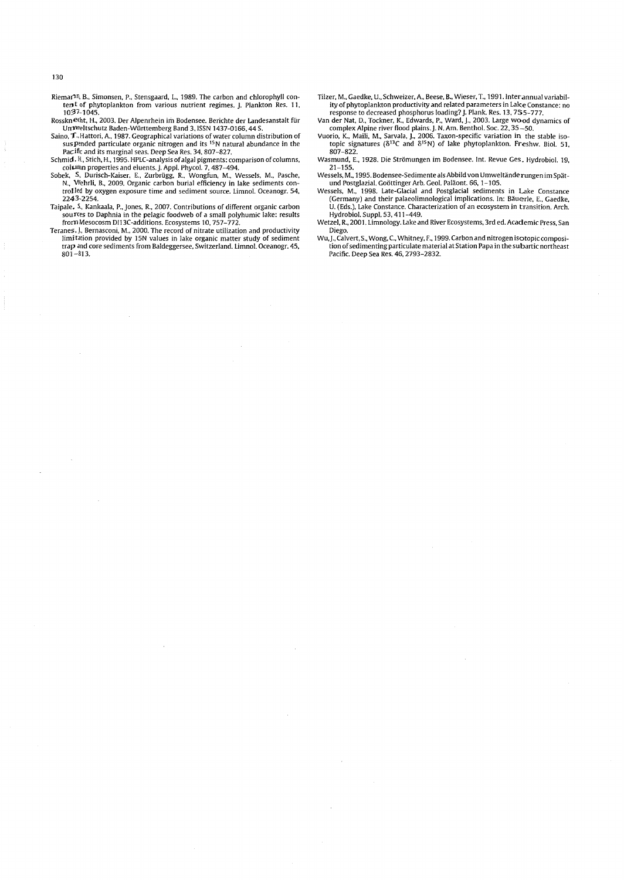Riemann, B., Simonsen, P., Stensgaard, L., 1989. The carbon and chlorophyll content of phytoplankton from various nutrient regimes. J. Plankton Res. 11, 1037–1045.

Rossknecht, H., 2003. Der Alpenrhein im Bodensee. Berichte der Landesanstalt für Umweltschutz Baden-Württemberg Band 3, ISSN 1437-0166, 44 S.

Saino, T., Hattori, A., 1987. Geographical variations of water column distribution of suspended particulate organic nitrogen and its $^{15}N$ natural abundance in the Pacific and its marginal seas. Deep Sea Res. 34, 807–827.

Schmid, H., Stich, H., 1995. HPLC-analysis of algal pigments: comparison of columns, column properties and eluents. J. Appl. Phycol. 7, 487–494.

Sobek, S., Durisch-Kaiser, E., Zurbrügg, R., Wongfun, M., Wessels, M., Pasche, N., Wehrli, B., 2009. Organic carbon burial efficiency in lake sediments controlled by oxygen exposure time and sediment source. Limnol. Oceanogr. 54, 2243–2254.

Taipale, S., Kankaala, P., Jones, R., 2007. Contributions of different organic carbon sources to Daphnia in the pelagic foodweb of a small polyhumic lake: results from Mesocosm DI13C-additions. Ecosystems 10, 757–772.

Teranes, J., Bernasconi, M., 2000. The record of nitrate utilization and productivity limitation provided by 15N values in lake organic matter study of sediment trap and core sediments from Baldeggersee, Switzerland. Limnol. Oceanogr. 45, 801–813.

Tilzer, M., Gaedke, U., Schweizer, A., Beese, B., Wieser, T., 1991. Inter-annual variability of phytoplankton productivity and related parameters in Lake Constance: no response to decreased phosphorus loading? J. Plank. Res. 13, 755–777.

Van der Nat, D., Tockner, K., Edwards, P., Ward, J., 2003. Large wood dynamics of complex Alpine river flood plains. J. N. Am. Benthol. Soc. 22, 35–50.

Vuorio, K., Maili, M., Sarvala, J., 2006. Taxon-specific variation in the stable isotopic signatures ($\delta^{13}C$ and $\delta^{15}N$) of lake phytoplankton. Freshw. Biol. 51, 807–822.

Wasmund, E., 1928. Die Strömungen im Bodensee. Int. Revue Ges. Hydrobiol. 19, 21–155.

Wessels, M., 1995. Bodensee-Sedimente als Abbild von Umweltänderungen im Spät- und Postglazial. Goöttinger Arb. Geol. Paläont. 66, 1–105.

Wessels, M., 1998. Late-Glacial and Postglacial sediments in Lake Constance (Germany) and their palaeolimnological implications. In: Bäuerle, E., Gaedke, U. (Eds.), Lake Constance. Characterization of an ecosystem in transition. Arch. Hydrobiol. Suppl. 53, 411–449.

Wetzel, R., 2001. Limnology. Lake and River Ecosystems, 3rd ed. Academic Press, San Diego.

Wu, J., Calvert, S., Wong, C., Whitney, F., 1999. Carbon and nitrogen isotopic composition of sedimenting particulate material at Station Papa in the subartic northeast Pacific. Deep Sea Res. 46, 2793–2832.